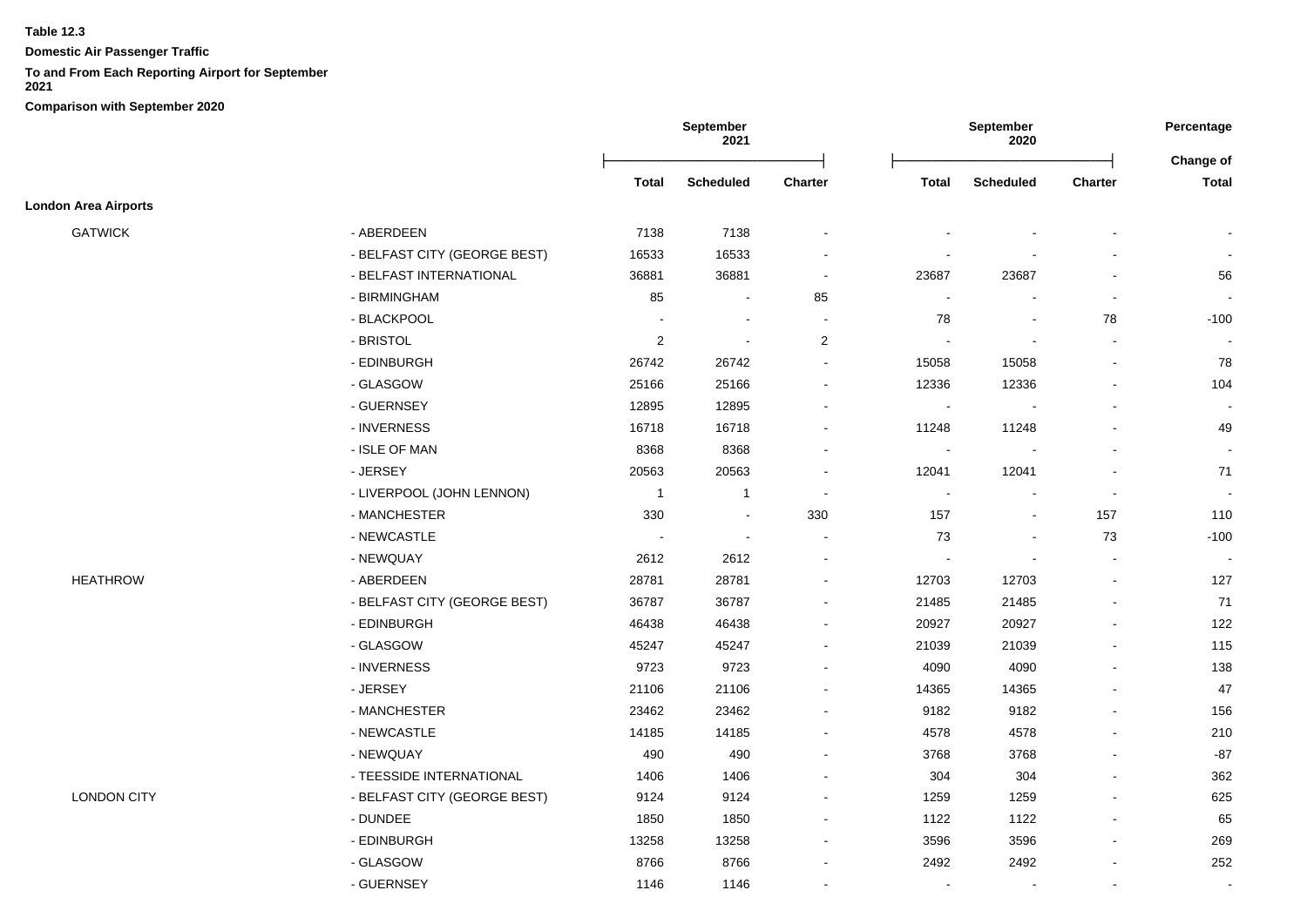**Table 12.3**

**Domestic Air Passenger Traffic**

**To and From Each Reporting Airport for September 2021**

**Comparison with September 2020**

| | | September 2021 | | | September 2020 | | | Percentage |
|---|---|---|---|---|---|---|---|---|
| | | **Total** | **Scheduled** | **Charter** | **Total** | **Scheduled** | **Charter** | **Change of Total** |
| **London Area Airports** | | | | | | | | |
| GATWICK | - ABERDEEN | 7138 | 7138 | - | - | - | - | - |
| | - BELFAST CITY (GEORGE BEST) | 16533 | 16533 | - | - | - | - | - |
| | - BELFAST INTERNATIONAL | 36881 | 36881 | - | 23687 | 23687 | - | 56 |
| | - BIRMINGHAM | 85 | - | 85 | - | - | - | - |
| | - BLACKPOOL | - | - | - | 78 | - | 78 | -100 |
| | - BRISTOL | 2 | - | 2 | - | - | - | - |
| | - EDINBURGH | 26742 | 26742 | - | 15058 | 15058 | - | 78 |
| | - GLASGOW | 25166 | 25166 | - | 12336 | 12336 | - | 104 |
| | - GUERNSEY | 12895 | 12895 | - | - | - | - | - |
| | - INVERNESS | 16718 | 16718 | - | 11248 | 11248 | - | 49 |
| | - ISLE OF MAN | 8368 | 8368 | - | - | - | - | - |
| | - JERSEY | 20563 | 20563 | - | 12041 | 12041 | - | 71 |
| | - LIVERPOOL (JOHN LENNON) | 1 | 1 | - | - | - | - | - |
| | - MANCHESTER | 330 | - | 330 | 157 | - | 157 | 110 |
| | - NEWCASTLE | - | - | - | 73 | - | 73 | -100 |
| | - NEWQUAY | 2612 | 2612 | - | - | - | - | - |
| HEATHROW | - ABERDEEN | 28781 | 28781 | - | 12703 | 12703 | - | 127 |
| | - BELFAST CITY (GEORGE BEST) | 36787 | 36787 | - | 21485 | 21485 | - | 71 |
| | - EDINBURGH | 46438 | 46438 | - | 20927 | 20927 | - | 122 |
| | - GLASGOW | 45247 | 45247 | - | 21039 | 21039 | - | 115 |
| | - INVERNESS | 9723 | 9723 | - | 4090 | 4090 | - | 138 |
| | - JERSEY | 21106 | 21106 | - | 14365 | 14365 | - | 47 |
| | - MANCHESTER | 23462 | 23462 | - | 9182 | 9182 | - | 156 |
| | - NEWCASTLE | 14185 | 14185 | - | 4578 | 4578 | - | 210 |
| | - NEWQUAY | 490 | 490 | - | 3768 | 3768 | - | -87 |
| | - TEESSIDE INTERNATIONAL | 1406 | 1406 | - | 304 | 304 | - | 362 |
| LONDON CITY | - BELFAST CITY (GEORGE BEST) | 9124 | 9124 | - | 1259 | 1259 | - | 625 |
| | - DUNDEE | 1850 | 1850 | - | 1122 | 1122 | - | 65 |
| | - EDINBURGH | 13258 | 13258 | - | 3596 | 3596 | - | 269 |
| | - GLASGOW | 8766 | 8766 | - | 2492 | 2492 | - | 252 |
| | - GUERNSEY | 1146 | 1146 | - | - | - | - | - |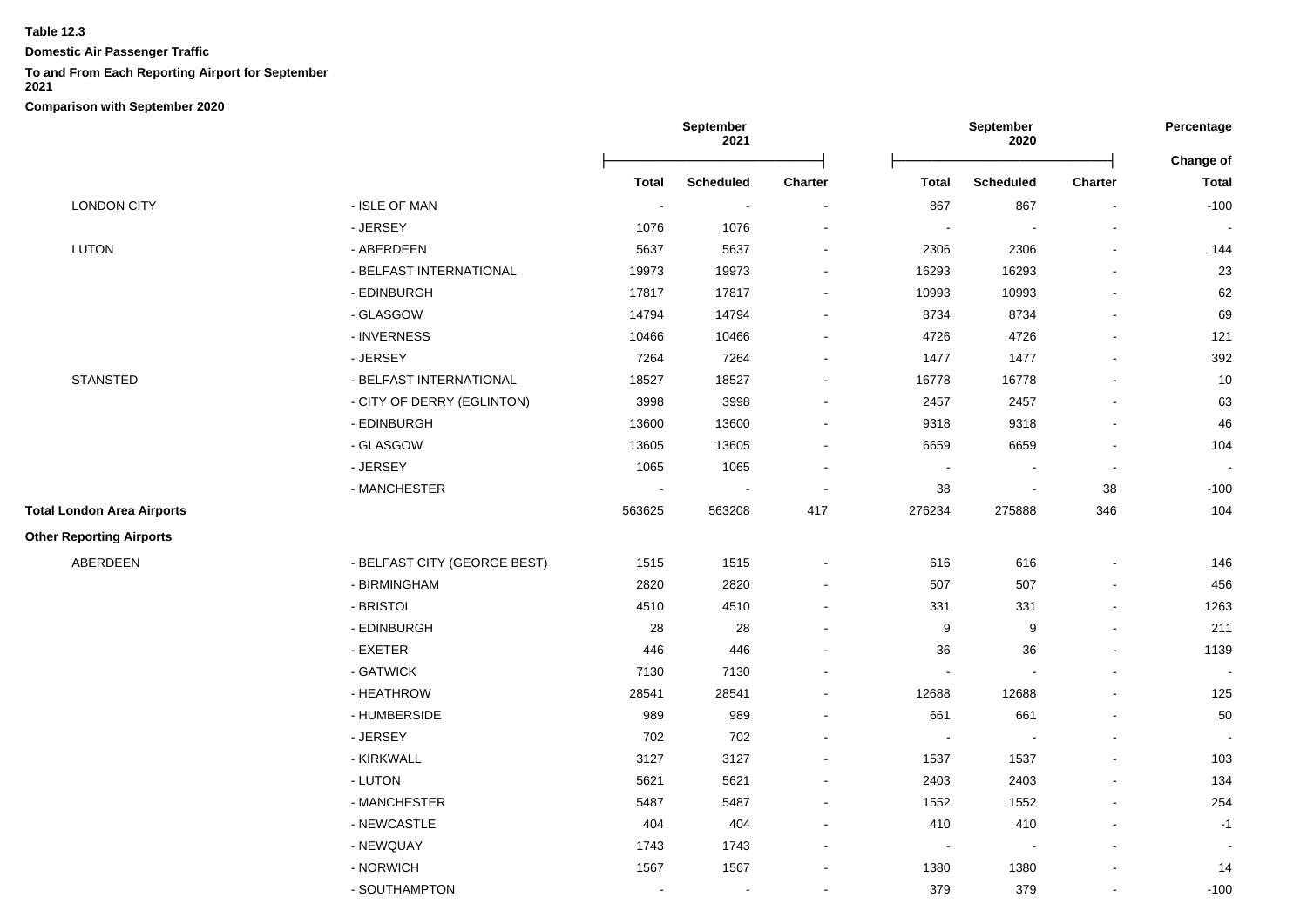**Table 12.3**

**Domestic Air Passenger Traffic**

**To and From Each Reporting Airport for September 2021**

**Comparison with September 2020**

| | | September 2021 | | | September 2020 | | | Percentage |
|---|---|---|---|---|---|---|---|---|
| | | | | | | | | Change of |
| | | Total | Scheduled | Charter | Total | Scheduled | Charter | Total |
| LONDON CITY | - ISLE OF MAN | - | - | - | 867 | 867 | - | -100 |
| | - JERSEY | 1076 | 1076 | - | - | - | - | - |
| LUTON | - ABERDEEN | 5637 | 5637 | - | 2306 | 2306 | - | 144 |
| | - BELFAST INTERNATIONAL | 19973 | 19973 | - | 16293 | 16293 | - | 23 |
| | - EDINBURGH | 17817 | 17817 | - | 10993 | 10993 | - | 62 |
| | - GLASGOW | 14794 | 14794 | - | 8734 | 8734 | - | 69 |
| | - INVERNESS | 10466 | 10466 | - | 4726 | 4726 | - | 121 |
| | - JERSEY | 7264 | 7264 | - | 1477 | 1477 | - | 392 |
| STANSTED | - BELFAST INTERNATIONAL | 18527 | 18527 | - | 16778 | 16778 | - | 10 |
| | - CITY OF DERRY (EGLINTON) | 3998 | 3998 | - | 2457 | 2457 | - | 63 |
| | - EDINBURGH | 13600 | 13600 | - | 9318 | 9318 | - | 46 |
| | - GLASGOW | 13605 | 13605 | - | 6659 | 6659 | - | 104 |
| | - JERSEY | 1065 | 1065 | - | - | - | - | - |
| | - MANCHESTER | - | - | - | 38 | - | 38 | -100 |
| **Total London Area Airports** | | 563625 | 563208 | 417 | 276234 | 275888 | 346 | 104 |
| **Other Reporting Airports** | | | | | | | | |
| ABERDEEN | - BELFAST CITY (GEORGE BEST) | 1515 | 1515 | - | 616 | 616 | - | 146 |
| | - BIRMINGHAM | 2820 | 2820 | - | 507 | 507 | - | 456 |
| | - BRISTOL | 4510 | 4510 | - | 331 | 331 | - | 1263 |
| | - EDINBURGH | 28 | 28 | - | 9 | 9 | - | 211 |
| | - EXETER | 446 | 446 | - | 36 | 36 | - | 1139 |
| | - GATWICK | 7130 | 7130 | - | - | - | - | - |
| | - HEATHROW | 28541 | 28541 | - | 12688 | 12688 | - | 125 |
| | - HUMBERSIDE | 989 | 989 | - | 661 | 661 | - | 50 |
| | - JERSEY | 702 | 702 | - | - | - | - | - |
| | - KIRKWALL | 3127 | 3127 | - | 1537 | 1537 | - | 103 |
| | - LUTON | 5621 | 5621 | - | 2403 | 2403 | - | 134 |
| | - MANCHESTER | 5487 | 5487 | - | 1552 | 1552 | - | 254 |
| | - NEWCASTLE | 404 | 404 | - | 410 | 410 | - | -1 |
| | - NEWQUAY | 1743 | 1743 | - | - | - | - | - |
| | - NORWICH | 1567 | 1567 | - | 1380 | 1380 | - | 14 |
| | - SOUTHAMPTON | - | - | - | 379 | 379 | - | -100 |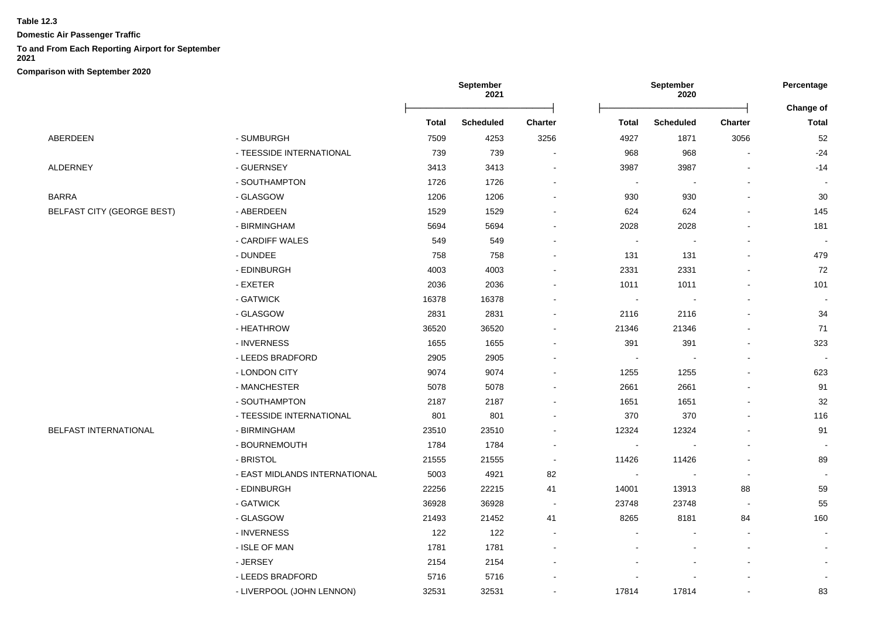**Table 12.3**

**Domestic Air Passenger Traffic**

**To and From Each Reporting Airport for September 2021**

**Comparison with September 2020**

| | | September 2021 | | | September 2020 | | | Percentage |
|---|---|---|---|---|---|---|---|---|
| | | **Total** | **Scheduled** | **Charter** | **Total** | **Scheduled** | **Charter** | **Change of Total** |
| ABERDEEN | - SUMBURGH | 7509 | 4253 | 3256 | 4927 | 1871 | 3056 | 52 |
| | - TEESSIDE INTERNATIONAL | 739 | 739 | - | 968 | 968 | - | -24 |
| ALDERNEY | - GUERNSEY | 3413 | 3413 | - | 3987 | 3987 | - | -14 |
| | - SOUTHAMPTON | 1726 | 1726 | - | - | - | - | - |
| BARRA | - GLASGOW | 1206 | 1206 | - | 930 | 930 | - | 30 |
| BELFAST CITY (GEORGE BEST) | - ABERDEEN | 1529 | 1529 | - | 624 | 624 | - | 145 |
| | - BIRMINGHAM | 5694 | 5694 | - | 2028 | 2028 | - | 181 |
| | - CARDIFF WALES | 549 | 549 | - | - | - | - | - |
| | - DUNDEE | 758 | 758 | - | 131 | 131 | - | 479 |
| | - EDINBURGH | 4003 | 4003 | - | 2331 | 2331 | - | 72 |
| | - EXETER | 2036 | 2036 | - | 1011 | 1011 | - | 101 |
| | - GATWICK | 16378 | 16378 | - | - | - | - | - |
| | - GLASGOW | 2831 | 2831 | - | 2116 | 2116 | - | 34 |
| | - HEATHROW | 36520 | 36520 | - | 21346 | 21346 | - | 71 |
| | - INVERNESS | 1655 | 1655 | - | 391 | 391 | - | 323 |
| | - LEEDS BRADFORD | 2905 | 2905 | - | - | - | - | - |
| | - LONDON CITY | 9074 | 9074 | - | 1255 | 1255 | - | 623 |
| | - MANCHESTER | 5078 | 5078 | - | 2661 | 2661 | - | 91 |
| | - SOUTHAMPTON | 2187 | 2187 | - | 1651 | 1651 | - | 32 |
| | - TEESSIDE INTERNATIONAL | 801 | 801 | - | 370 | 370 | - | 116 |
| BELFAST INTERNATIONAL | - BIRMINGHAM | 23510 | 23510 | - | 12324 | 12324 | - | 91 |
| | - BOURNEMOUTH | 1784 | 1784 | - | - | - | - | - |
| | - BRISTOL | 21555 | 21555 | - | 11426 | 11426 | - | 89 |
| | - EAST MIDLANDS INTERNATIONAL | 5003 | 4921 | 82 | - | - | - | - |
| | - EDINBURGH | 22256 | 22215 | 41 | 14001 | 13913 | 88 | 59 |
| | - GATWICK | 36928 | 36928 | - | 23748 | 23748 | - | 55 |
| | - GLASGOW | 21493 | 21452 | 41 | 8265 | 8181 | 84 | 160 |
| | - INVERNESS | 122 | 122 | - | - | - | - | - |
| | - ISLE OF MAN | 1781 | 1781 | - | - | - | - | - |
| | - JERSEY | 2154 | 2154 | - | - | - | - | - |
| | - LEEDS BRADFORD | 5716 | 5716 | - | - | - | - | - |
| | - LIVERPOOL (JOHN LENNON) | 32531 | 32531 | - | 17814 | 17814 | - | 83 |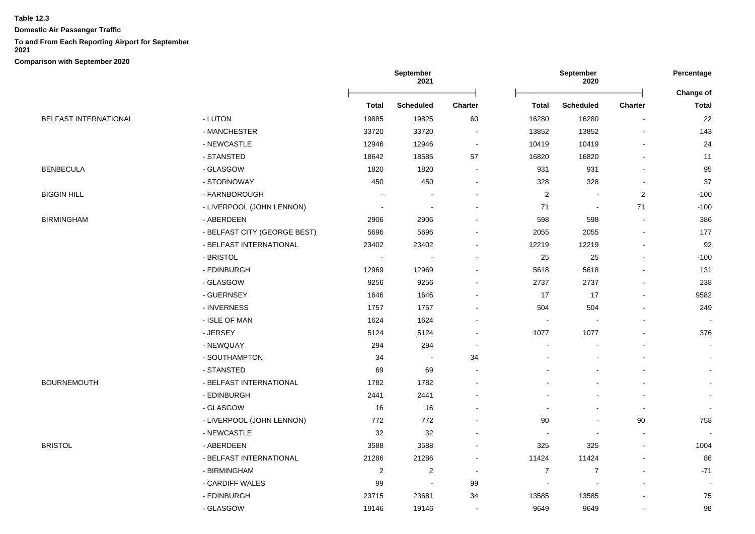**Table 12.3**

**Domestic Air Passenger Traffic**

**To and From Each Reporting Airport for September 2021**

**Comparison with September 2020**

| | | September 2021 | | | September 2020 | | | Percentage |
|---|---|---|---|---|---|---|---|---|
| | | | | | | | | Change of |
| | | **Total** | **Scheduled** | **Charter** | **Total** | **Scheduled** | **Charter** | **Total** |
| BELFAST INTERNATIONAL | - LUTON | 19885 | 19825 | 60 | 16280 | 16280 | - | 22 |
| | - MANCHESTER | 33720 | 33720 | - | 13852 | 13852 | - | 143 |
| | - NEWCASTLE | 12946 | 12946 | - | 10419 | 10419 | - | 24 |
| | - STANSTED | 18642 | 18585 | 57 | 16820 | 16820 | - | 11 |
| BENBECULA | - GLASGOW | 1820 | 1820 | - | 931 | 931 | - | 95 |
| | - STORNOWAY | 450 | 450 | - | 328 | 328 | - | 37 |
| BIGGIN HILL | - FARNBOROUGH | - | - | - | 2 | - | 2 | -100 |
| | - LIVERPOOL (JOHN LENNON) | - | - | - | 71 | - | 71 | -100 |
| BIRMINGHAM | - ABERDEEN | 2906 | 2906 | - | 598 | 598 | - | 386 |
| | - BELFAST CITY (GEORGE BEST) | 5696 | 5696 | - | 2055 | 2055 | - | 177 |
| | - BELFAST INTERNATIONAL | 23402 | 23402 | - | 12219 | 12219 | - | 92 |
| | - BRISTOL | - | - | - | 25 | 25 | - | -100 |
| | - EDINBURGH | 12969 | 12969 | - | 5618 | 5618 | - | 131 |
| | - GLASGOW | 9256 | 9256 | - | 2737 | 2737 | - | 238 |
| | - GUERNSEY | 1646 | 1646 | - | 17 | 17 | - | 9582 |
| | - INVERNESS | 1757 | 1757 | - | 504 | 504 | - | 249 |
| | - ISLE OF MAN | 1624 | 1624 | - | - | - | - | - |
| | - JERSEY | 5124 | 5124 | - | 1077 | 1077 | - | 376 |
| | - NEWQUAY | 294 | 294 | - | - | - | - | - |
| | - SOUTHAMPTON | 34 | - | 34 | - | - | - | - |
| | - STANSTED | 69 | 69 | - | - | - | - | - |
| BOURNEMOUTH | - BELFAST INTERNATIONAL | 1782 | 1782 | - | - | - | - | - |
| | - EDINBURGH | 2441 | 2441 | - | - | - | - | - |
| | - GLASGOW | 16 | 16 | - | - | - | - | - |
| | - LIVERPOOL (JOHN LENNON) | 772 | 772 | - | 90 | - | 90 | 758 |
| | - NEWCASTLE | 32 | 32 | - | - | - | - | - |
| BRISTOL | - ABERDEEN | 3588 | 3588 | - | 325 | 325 | - | 1004 |
| | - BELFAST INTERNATIONAL | 21286 | 21286 | - | 11424 | 11424 | - | 86 |
| | - BIRMINGHAM | 2 | 2 | - | 7 | 7 | - | -71 |
| | - CARDIFF WALES | 99 | - | 99 | - | - | - | - |
| | - EDINBURGH | 23715 | 23681 | 34 | 13585 | 13585 | - | 75 |
| | - GLASGOW | 19146 | 19146 | - | 9649 | 9649 | - | 98 |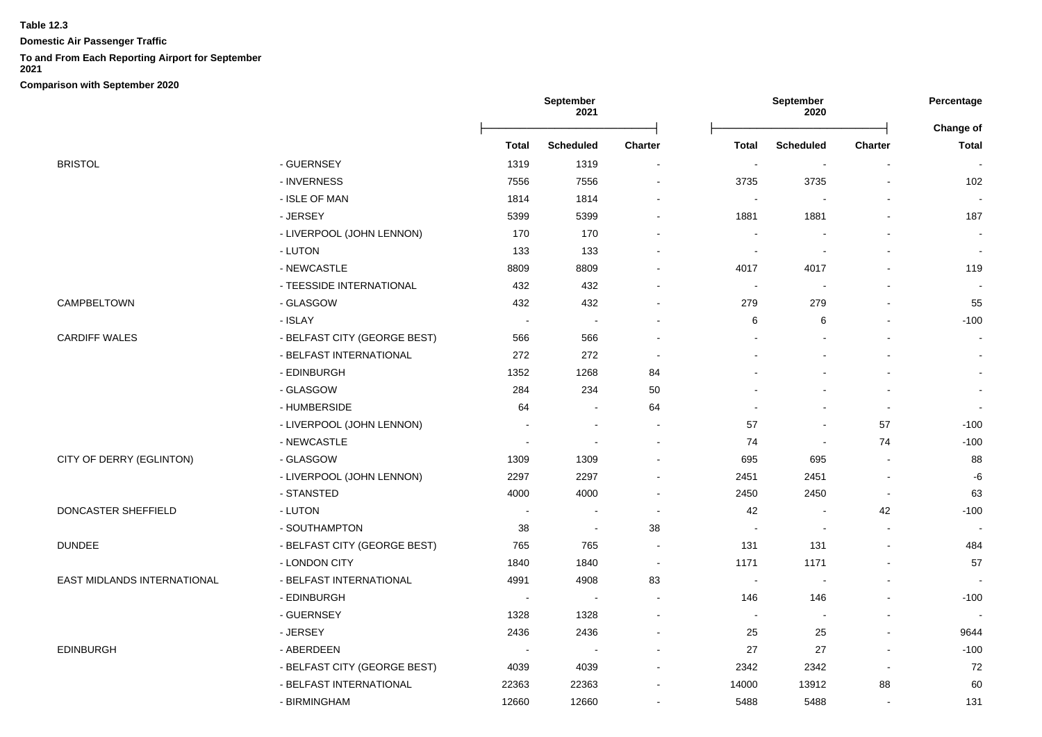**Table 12.3**

**Domestic Air Passenger Traffic**

**To and From Each Reporting Airport for September 2021**

**Comparison with September 2020**

| | | September 2021 | | | September 2020 | | | Percentage |
|---|---|---|---|---|---|---|---|---|
| | | **Total** | **Scheduled** | **Charter** | **Total** | **Scheduled** | **Charter** | **Change of Total** |
| BRISTOL | - GUERNSEY | 1319 | 1319 | - | - | - | - | - |
| | - INVERNESS | 7556 | 7556 | - | 3735 | 3735 | - | 102 |
| | - ISLE OF MAN | 1814 | 1814 | - | - | - | - | - |
| | - JERSEY | 5399 | 5399 | - | 1881 | 1881 | - | 187 |
| | - LIVERPOOL (JOHN LENNON) | 170 | 170 | - | - | - | - | - |
| | - LUTON | 133 | 133 | - | - | - | - | - |
| | - NEWCASTLE | 8809 | 8809 | - | 4017 | 4017 | - | 119 |
| | - TEESSIDE INTERNATIONAL | 432 | 432 | - | - | - | - | - |
| CAMPBELTOWN | - GLASGOW | 432 | 432 | - | 279 | 279 | - | 55 |
| | - ISLAY | - | - | - | 6 | 6 | - | -100 |
| CARDIFF WALES | - BELFAST CITY (GEORGE BEST) | 566 | 566 | - | - | - | - | - |
| | - BELFAST INTERNATIONAL | 272 | 272 | - | - | - | - | - |
| | - EDINBURGH | 1352 | 1268 | 84 | - | - | - | - |
| | - GLASGOW | 284 | 234 | 50 | - | - | - | - |
| | - HUMBERSIDE | 64 | - | 64 | - | - | - | - |
| | - LIVERPOOL (JOHN LENNON) | - | - | - | 57 | - | 57 | -100 |
| | - NEWCASTLE | - | - | - | 74 | - | 74 | -100 |
| CITY OF DERRY (EGLINTON) | - GLASGOW | 1309 | 1309 | - | 695 | 695 | - | 88 |
| | - LIVERPOOL (JOHN LENNON) | 2297 | 2297 | - | 2451 | 2451 | - | -6 |
| | - STANSTED | 4000 | 4000 | - | 2450 | 2450 | - | 63 |
| DONCASTER SHEFFIELD | - LUTON | - | - | - | 42 | - | 42 | -100 |
| | - SOUTHAMPTON | 38 | - | 38 | - | - | - | - |
| DUNDEE | - BELFAST CITY (GEORGE BEST) | 765 | 765 | - | 131 | 131 | - | 484 |
| | - LONDON CITY | 1840 | 1840 | - | 1171 | 1171 | - | 57 |
| EAST MIDLANDS INTERNATIONAL | - BELFAST INTERNATIONAL | 4991 | 4908 | 83 | - | - | - | - |
| | - EDINBURGH | - | - | - | 146 | 146 | - | -100 |
| | - GUERNSEY | 1328 | 1328 | - | - | - | - | - |
| | - JERSEY | 2436 | 2436 | - | 25 | 25 | - | 9644 |
| EDINBURGH | - ABERDEEN | - | - | - | 27 | 27 | - | -100 |
| | - BELFAST CITY (GEORGE BEST) | 4039 | 4039 | - | 2342 | 2342 | - | 72 |
| | - BELFAST INTERNATIONAL | 22363 | 22363 | - | 14000 | 13912 | 88 | 60 |
| | - BIRMINGHAM | 12660 | 12660 | - | 5488 | 5488 | - | 131 |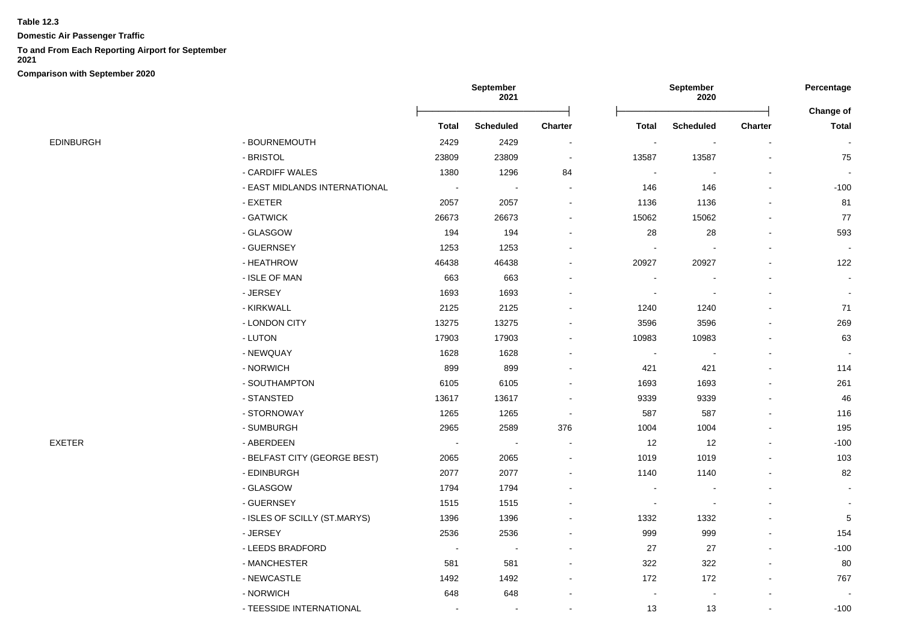**Table 12.3**

**Domestic Air Passenger Traffic**

**To and From Each Reporting Airport for September 2021**

**Comparison with September 2020**

| | | September 2021 | | | September 2020 | | | Percentage |
|---|---|---|---|---|---|---|---|---|
| | | | | | | | | Change of |
| | | Total | Scheduled | Charter | Total | Scheduled | Charter | Total |
| EDINBURGH | - BOURNEMOUTH | 2429 | 2429 | - | - | - | - | - |
| | - BRISTOL | 23809 | 23809 | - | 13587 | 13587 | - | 75 |
| | - CARDIFF WALES | 1380 | 1296 | 84 | - | - | - | - |
| | - EAST MIDLANDS INTERNATIONAL | - | - | - | 146 | 146 | - | -100 |
| | - EXETER | 2057 | 2057 | - | 1136 | 1136 | - | 81 |
| | - GATWICK | 26673 | 26673 | - | 15062 | 15062 | - | 77 |
| | - GLASGOW | 194 | 194 | - | 28 | 28 | - | 593 |
| | - GUERNSEY | 1253 | 1253 | - | - | - | - | - |
| | - HEATHROW | 46438 | 46438 | - | 20927 | 20927 | - | 122 |
| | - ISLE OF MAN | 663 | 663 | - | - | - | - | - |
| | - JERSEY | 1693 | 1693 | - | - | - | - | - |
| | - KIRKWALL | 2125 | 2125 | - | 1240 | 1240 | - | 71 |
| | - LONDON CITY | 13275 | 13275 | - | 3596 | 3596 | - | 269 |
| | - LUTON | 17903 | 17903 | - | 10983 | 10983 | - | 63 |
| | - NEWQUAY | 1628 | 1628 | - | - | - | - | - |
| | - NORWICH | 899 | 899 | - | 421 | 421 | - | 114 |
| | - SOUTHAMPTON | 6105 | 6105 | - | 1693 | 1693 | - | 261 |
| | - STANSTED | 13617 | 13617 | - | 9339 | 9339 | - | 46 |
| | - STORNOWAY | 1265 | 1265 | - | 587 | 587 | - | 116 |
| | - SUMBURGH | 2965 | 2589 | 376 | 1004 | 1004 | - | 195 |
| EXETER | - ABERDEEN | - | - | - | 12 | 12 | - | -100 |
| | - BELFAST CITY (GEORGE BEST) | 2065 | 2065 | - | 1019 | 1019 | - | 103 |
| | - EDINBURGH | 2077 | 2077 | - | 1140 | 1140 | - | 82 |
| | - GLASGOW | 1794 | 1794 | - | - | - | - | - |
| | - GUERNSEY | 1515 | 1515 | - | - | - | - | - |
| | - ISLES OF SCILLY (ST.MARYS) | 1396 | 1396 | - | 1332 | 1332 | - | 5 |
| | - JERSEY | 2536 | 2536 | - | 999 | 999 | - | 154 |
| | - LEEDS BRADFORD | - | - | - | 27 | 27 | - | -100 |
| | - MANCHESTER | 581 | 581 | - | 322 | 322 | - | 80 |
| | - NEWCASTLE | 1492 | 1492 | - | 172 | 172 | - | 767 |
| | - NORWICH | 648 | 648 | - | - | - | - | - |
| | - TEESSIDE INTERNATIONAL | - | - | - | 13 | 13 | - | -100 |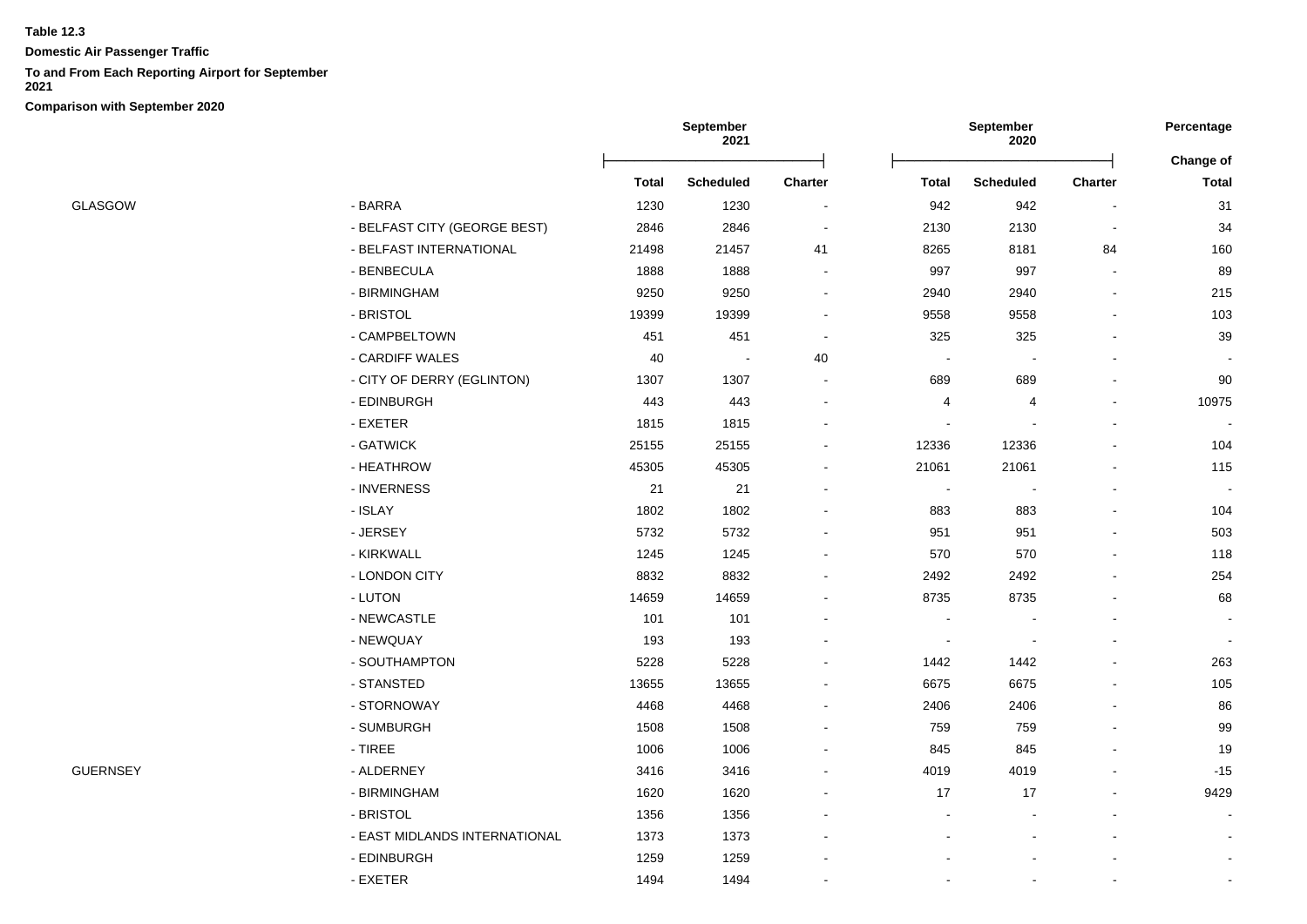**Table 12.3**

**Domestic Air Passenger Traffic**

**To and From Each Reporting Airport for September 2021**

**Comparison with September 2020**

| | | September 2021 | | | September 2020 | | | Percentage |
|---|---|---|---|---|---|---|---|---|
| | | | | | | | | Change of |
| | | Total | Scheduled | Charter | Total | Scheduled | Charter | Total |
| GLASGOW | - BARRA | 1230 | 1230 | - | 942 | 942 | - | 31 |
| | - BELFAST CITY (GEORGE BEST) | 2846 | 2846 | - | 2130 | 2130 | - | 34 |
| | - BELFAST INTERNATIONAL | 21498 | 21457 | 41 | 8265 | 8181 | 84 | 160 |
| | - BENBECULA | 1888 | 1888 | - | 997 | 997 | - | 89 |
| | - BIRMINGHAM | 9250 | 9250 | - | 2940 | 2940 | - | 215 |
| | - BRISTOL | 19399 | 19399 | - | 9558 | 9558 | - | 103 |
| | - CAMPBELTOWN | 451 | 451 | - | 325 | 325 | - | 39 |
| | - CARDIFF WALES | 40 | - | 40 | - | - | - | - |
| | - CITY OF DERRY (EGLINTON) | 1307 | 1307 | - | 689 | 689 | - | 90 |
| | - EDINBURGH | 443 | 443 | - | 4 | 4 | - | 10975 |
| | - EXETER | 1815 | 1815 | - | - | - | - | - |
| | - GATWICK | 25155 | 25155 | - | 12336 | 12336 | - | 104 |
| | - HEATHROW | 45305 | 45305 | - | 21061 | 21061 | - | 115 |
| | - INVERNESS | 21 | 21 | - | - | - | - | - |
| | - ISLAY | 1802 | 1802 | - | 883 | 883 | - | 104 |
| | - JERSEY | 5732 | 5732 | - | 951 | 951 | - | 503 |
| | - KIRKWALL | 1245 | 1245 | - | 570 | 570 | - | 118 |
| | - LONDON CITY | 8832 | 8832 | - | 2492 | 2492 | - | 254 |
| | - LUTON | 14659 | 14659 | - | 8735 | 8735 | - | 68 |
| | - NEWCASTLE | 101 | 101 | - | - | - | - | - |
| | - NEWQUAY | 193 | 193 | - | - | - | - | - |
| | - SOUTHAMPTON | 5228 | 5228 | - | 1442 | 1442 | - | 263 |
| | - STANSTED | 13655 | 13655 | - | 6675 | 6675 | - | 105 |
| | - STORNOWAY | 4468 | 4468 | - | 2406 | 2406 | - | 86 |
| | - SUMBURGH | 1508 | 1508 | - | 759 | 759 | - | 99 |
| | - TIREE | 1006 | 1006 | - | 845 | 845 | - | 19 |
| GUERNSEY | - ALDERNEY | 3416 | 3416 | - | 4019 | 4019 | - | -15 |
| | - BIRMINGHAM | 1620 | 1620 | - | 17 | 17 | - | 9429 |
| | - BRISTOL | 1356 | 1356 | - | - | - | - | - |
| | - EAST MIDLANDS INTERNATIONAL | 1373 | 1373 | - | - | - | - | - |
| | - EDINBURGH | 1259 | 1259 | - | - | - | - | - |
| | - EXETER | 1494 | 1494 | - | - | - | - | - |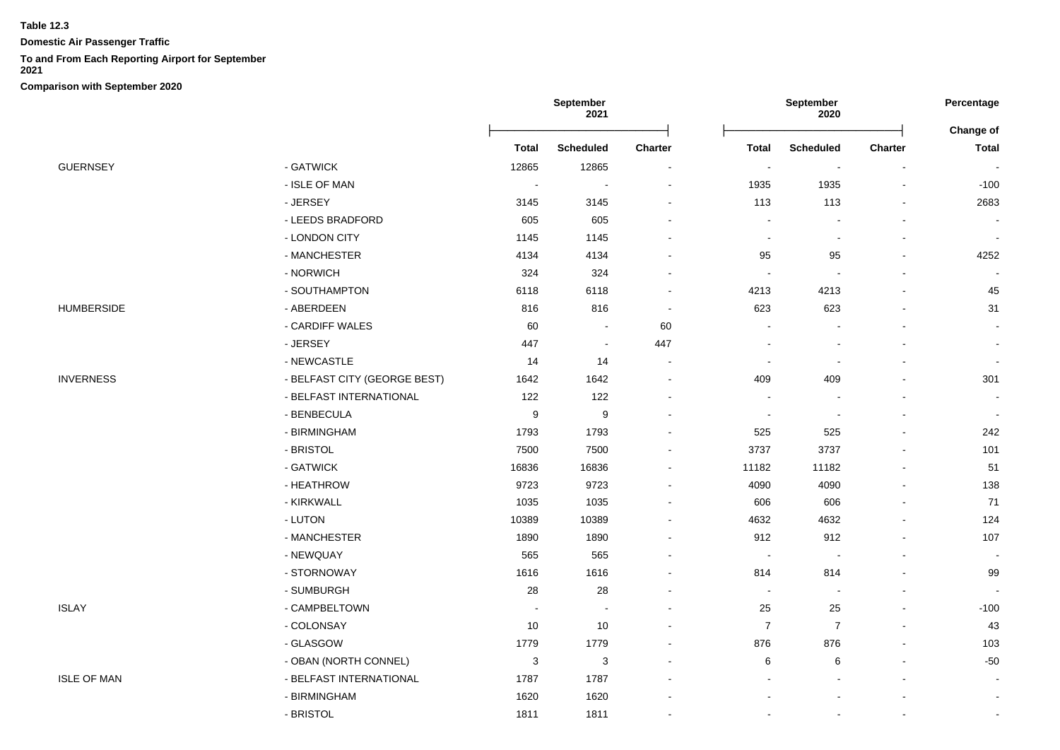**Table 12.3**

**Domestic Air Passenger Traffic**

**To and From Each Reporting Airport for September 2021**

**Comparison with September 2020**

| | | September 2021 | | | September 2020 | | | Percentage |
|---|---|---|---|---|---|---|---|---|
| | | | | | | | | Change of |
| | | Total | Scheduled | Charter | Total | Scheduled | Charter | Total |
| GUERNSEY | - GATWICK | 12865 | 12865 | - | - | - | - | - |
| | - ISLE OF MAN | - | - | - | 1935 | 1935 | - | -100 |
| | - JERSEY | 3145 | 3145 | - | 113 | 113 | - | 2683 |
| | - LEEDS BRADFORD | 605 | 605 | - | - | - | - | - |
| | - LONDON CITY | 1145 | 1145 | - | - | - | - | - |
| | - MANCHESTER | 4134 | 4134 | - | 95 | 95 | - | 4252 |
| | - NORWICH | 324 | 324 | - | - | - | - | - |
| | - SOUTHAMPTON | 6118 | 6118 | - | 4213 | 4213 | - | 45 |
| HUMBERSIDE | - ABERDEEN | 816 | 816 | - | 623 | 623 | - | 31 |
| | - CARDIFF WALES | 60 | - | 60 | - | - | - | - |
| | - JERSEY | 447 | - | 447 | - | - | - | - |
| | - NEWCASTLE | 14 | 14 | - | - | - | - | - |
| INVERNESS | - BELFAST CITY (GEORGE BEST) | 1642 | 1642 | - | 409 | 409 | - | 301 |
| | - BELFAST INTERNATIONAL | 122 | 122 | - | - | - | - | - |
| | - BENBECULA | 9 | 9 | - | - | - | - | - |
| | - BIRMINGHAM | 1793 | 1793 | - | 525 | 525 | - | 242 |
| | - BRISTOL | 7500 | 7500 | - | 3737 | 3737 | - | 101 |
| | - GATWICK | 16836 | 16836 | - | 11182 | 11182 | - | 51 |
| | - HEATHROW | 9723 | 9723 | - | 4090 | 4090 | - | 138 |
| | - KIRKWALL | 1035 | 1035 | - | 606 | 606 | - | 71 |
| | - LUTON | 10389 | 10389 | - | 4632 | 4632 | - | 124 |
| | - MANCHESTER | 1890 | 1890 | - | 912 | 912 | - | 107 |
| | - NEWQUAY | 565 | 565 | - | - | - | - | - |
| | - STORNOWAY | 1616 | 1616 | - | 814 | 814 | - | 99 |
| | - SUMBURGH | 28 | 28 | - | - | - | - | - |
| ISLAY | - CAMPBELTOWN | - | - | - | 25 | 25 | - | -100 |
| | - COLONSAY | 10 | 10 | - | 7 | 7 | - | 43 |
| | - GLASGOW | 1779 | 1779 | - | 876 | 876 | - | 103 |
| | - OBAN (NORTH CONNEL) | 3 | 3 | - | 6 | 6 | - | -50 |
| ISLE OF MAN | - BELFAST INTERNATIONAL | 1787 | 1787 | - | - | - | - | - |
| | - BIRMINGHAM | 1620 | 1620 | - | - | - | - | - |
| | - BRISTOL | 1811 | 1811 | - | - | - | - | - |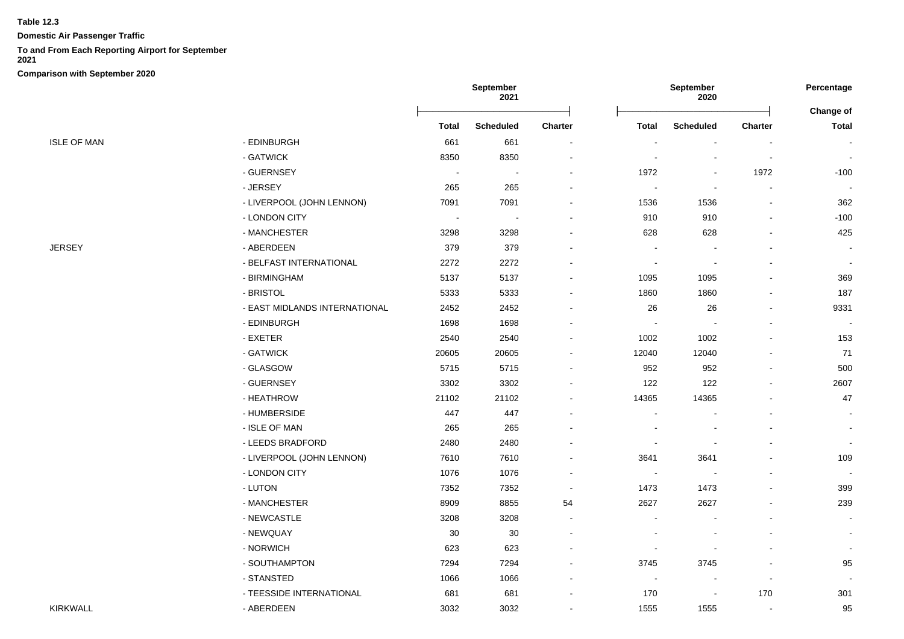**Table 12.3**

**Domestic Air Passenger Traffic**

**To and From Each Reporting Airport for September 2021**

**Comparison with September 2020**

| | | September 2021 | | | September 2020 | | | Percentage |
|---|---|---|---|---|---|---|---|---|
| | | | | | | | | Change of |
| | | Total | Scheduled | Charter | Total | Scheduled | Charter | Total |
| ISLE OF MAN | - EDINBURGH | 661 | 661 | - | - | - | - | - |
| | - GATWICK | 8350 | 8350 | - | - | - | - | - |
| | - GUERNSEY | - | - | - | 1972 | - | 1972 | -100 |
| | - JERSEY | 265 | 265 | - | - | - | - | - |
| | - LIVERPOOL (JOHN LENNON) | 7091 | 7091 | - | 1536 | 1536 | - | 362 |
| | - LONDON CITY | - | - | - | 910 | 910 | - | -100 |
| | - MANCHESTER | 3298 | 3298 | - | 628 | 628 | - | 425 |
| JERSEY | - ABERDEEN | 379 | 379 | - | - | - | - | - |
| | - BELFAST INTERNATIONAL | 2272 | 2272 | - | - | - | - | - |
| | - BIRMINGHAM | 5137 | 5137 | - | 1095 | 1095 | - | 369 |
| | - BRISTOL | 5333 | 5333 | - | 1860 | 1860 | - | 187 |
| | - EAST MIDLANDS INTERNATIONAL | 2452 | 2452 | - | 26 | 26 | - | 9331 |
| | - EDINBURGH | 1698 | 1698 | - | - | - | - | - |
| | - EXETER | 2540 | 2540 | - | 1002 | 1002 | - | 153 |
| | - GATWICK | 20605 | 20605 | - | 12040 | 12040 | - | 71 |
| | - GLASGOW | 5715 | 5715 | - | 952 | 952 | - | 500 |
| | - GUERNSEY | 3302 | 3302 | - | 122 | 122 | - | 2607 |
| | - HEATHROW | 21102 | 21102 | - | 14365 | 14365 | - | 47 |
| | - HUMBERSIDE | 447 | 447 | - | - | - | - | - |
| | - ISLE OF MAN | 265 | 265 | - | - | - | - | - |
| | - LEEDS BRADFORD | 2480 | 2480 | - | - | - | - | - |
| | - LIVERPOOL (JOHN LENNON) | 7610 | 7610 | - | 3641 | 3641 | - | 109 |
| | - LONDON CITY | 1076 | 1076 | - | - | - | - | - |
| | - LUTON | 7352 | 7352 | - | 1473 | 1473 | - | 399 |
| | - MANCHESTER | 8909 | 8855 | 54 | 2627 | 2627 | - | 239 |
| | - NEWCASTLE | 3208 | 3208 | - | - | - | - | - |
| | - NEWQUAY | 30 | 30 | - | - | - | - | - |
| | - NORWICH | 623 | 623 | - | - | - | - | - |
| | - SOUTHAMPTON | 7294 | 7294 | - | 3745 | 3745 | - | 95 |
| | - STANSTED | 1066 | 1066 | - | - | - | - | - |
| | - TEESSIDE INTERNATIONAL | 681 | 681 | - | 170 | - | 170 | 301 |
| KIRKWALL | - ABERDEEN | 3032 | 3032 | - | 1555 | 1555 | - | 95 |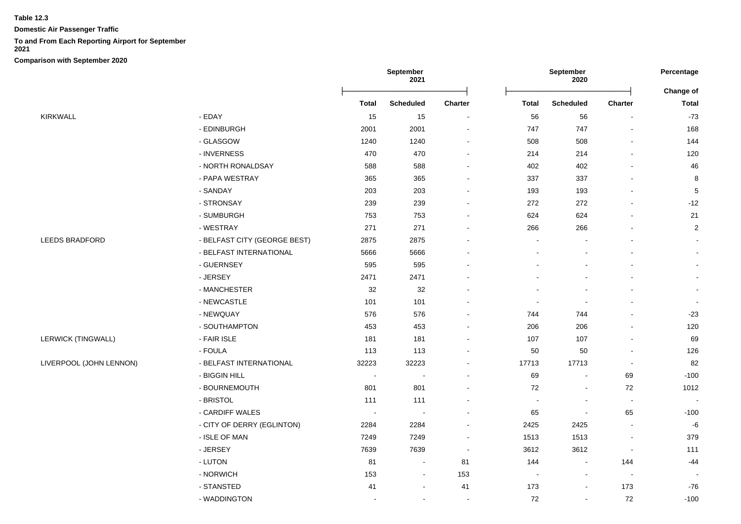**Table 12.3**

**Domestic Air Passenger Traffic**

**To and From Each Reporting Airport for September 2021**

**Comparison with September 2020**

| | | September 2021 | | | September 2020 | | | Percentage Change of |
|---|---|---|---|---|---|---|---|---|
| | | Total | Scheduled | Charter | Total | Scheduled | Charter | Total |
| KIRKWALL | - EDAY | 15 | 15 | - | 56 | 56 | - | -73 |
| | - EDINBURGH | 2001 | 2001 | - | 747 | 747 | - | 168 |
| | - GLASGOW | 1240 | 1240 | - | 508 | 508 | - | 144 |
| | - INVERNESS | 470 | 470 | - | 214 | 214 | - | 120 |
| | - NORTH RONALDSAY | 588 | 588 | - | 402 | 402 | - | 46 |
| | - PAPA WESTRAY | 365 | 365 | - | 337 | 337 | - | 8 |
| | - SANDAY | 203 | 203 | - | 193 | 193 | - | 5 |
| | - STRONSAY | 239 | 239 | - | 272 | 272 | - | -12 |
| | - SUMBURGH | 753 | 753 | - | 624 | 624 | - | 21 |
| | - WESTRAY | 271 | 271 | - | 266 | 266 | - | 2 |
| LEEDS BRADFORD | - BELFAST CITY (GEORGE BEST) | 2875 | 2875 | - | - | - | - | - |
| | - BELFAST INTERNATIONAL | 5666 | 5666 | - | - | - | - | - |
| | - GUERNSEY | 595 | 595 | - | - | - | - | - |
| | - JERSEY | 2471 | 2471 | - | - | - | - | - |
| | - MANCHESTER | 32 | 32 | - | - | - | - | - |
| | - NEWCASTLE | 101 | 101 | - | - | - | - | - |
| | - NEWQUAY | 576 | 576 | - | 744 | 744 | - | -23 |
| | - SOUTHAMPTON | 453 | 453 | - | 206 | 206 | - | 120 |
| LERWICK (TINGWALL) | - FAIR ISLE | 181 | 181 | - | 107 | 107 | - | 69 |
| | - FOULA | 113 | 113 | - | 50 | 50 | - | 126 |
| LIVERPOOL (JOHN LENNON) | - BELFAST INTERNATIONAL | 32223 | 32223 | - | 17713 | 17713 | - | 82 |
| | - BIGGIN HILL | - | - | - | 69 | - | 69 | -100 |
| | - BOURNEMOUTH | 801 | 801 | - | 72 | - | 72 | 1012 |
| | - BRISTOL | 111 | 111 | - | - | - | - | - |
| | - CARDIFF WALES | - | - | - | 65 | - | 65 | -100 |
| | - CITY OF DERRY (EGLINTON) | 2284 | 2284 | - | 2425 | 2425 | - | -6 |
| | - ISLE OF MAN | 7249 | 7249 | - | 1513 | 1513 | - | 379 |
| | - JERSEY | 7639 | 7639 | - | 3612 | 3612 | - | 111 |
| | - LUTON | 81 | - | 81 | 144 | - | 144 | -44 |
| | - NORWICH | 153 | - | 153 | - | - | - | - |
| | - STANSTED | 41 | - | 41 | 173 | - | 173 | -76 |
| | - WADDINGTON | - | - | - | 72 | - | 72 | -100 |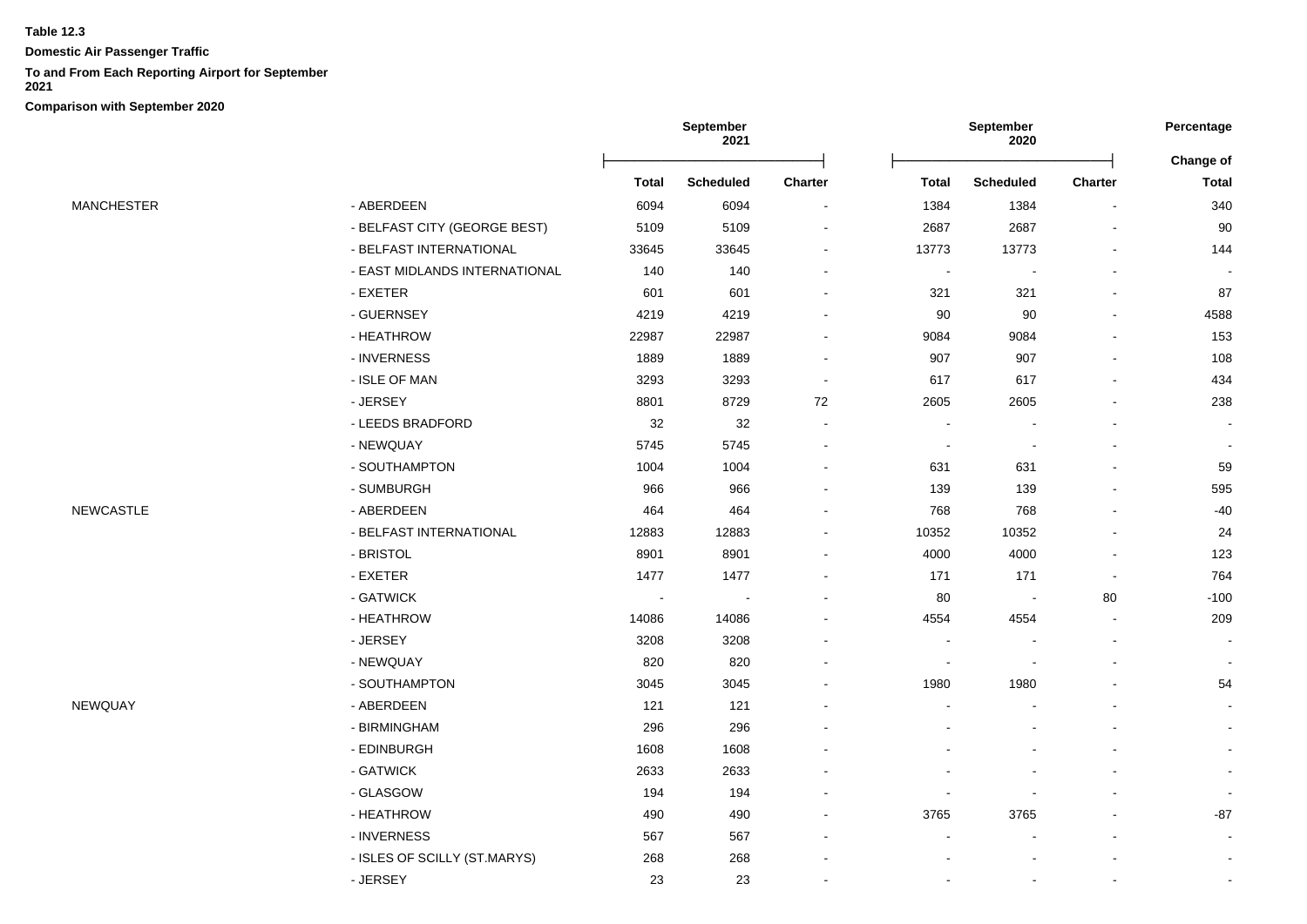**Table 12.3**

**Domestic Air Passenger Traffic**

**To and From Each Reporting Airport for September 2021**

**Comparison with September 2020**

| | | September 2021 | | | September 2020 | | | Percentage |
|---|---|---|---|---|---|---|---|---|
| | | | | | | | | Change of |
| | | **Total** | **Scheduled** | **Charter** | **Total** | **Scheduled** | **Charter** | **Total** |
| MANCHESTER | - ABERDEEN | 6094 | 6094 | - | 1384 | 1384 | - | 340 |
| | - BELFAST CITY (GEORGE BEST) | 5109 | 5109 | - | 2687 | 2687 | - | 90 |
| | - BELFAST INTERNATIONAL | 33645 | 33645 | - | 13773 | 13773 | - | 144 |
| | - EAST MIDLANDS INTERNATIONAL | 140 | 140 | - | - | - | - | - |
| | - EXETER | 601 | 601 | - | 321 | 321 | - | 87 |
| | - GUERNSEY | 4219 | 4219 | - | 90 | 90 | - | 4588 |
| | - HEATHROW | 22987 | 22987 | - | 9084 | 9084 | - | 153 |
| | - INVERNESS | 1889 | 1889 | - | 907 | 907 | - | 108 |
| | - ISLE OF MAN | 3293 | 3293 | - | 617 | 617 | - | 434 |
| | - JERSEY | 8801 | 8729 | 72 | 2605 | 2605 | - | 238 |
| | - LEEDS BRADFORD | 32 | 32 | - | - | - | - | - |
| | - NEWQUAY | 5745 | 5745 | - | - | - | - | - |
| | - SOUTHAMPTON | 1004 | 1004 | - | 631 | 631 | - | 59 |
| | - SUMBURGH | 966 | 966 | - | 139 | 139 | - | 595 |
| NEWCASTLE | - ABERDEEN | 464 | 464 | - | 768 | 768 | - | -40 |
| | - BELFAST INTERNATIONAL | 12883 | 12883 | - | 10352 | 10352 | - | 24 |
| | - BRISTOL | 8901 | 8901 | - | 4000 | 4000 | - | 123 |
| | - EXETER | 1477 | 1477 | - | 171 | 171 | - | 764 |
| | - GATWICK | - | - | - | 80 | - | 80 | -100 |
| | - HEATHROW | 14086 | 14086 | - | 4554 | 4554 | - | 209 |
| | - JERSEY | 3208 | 3208 | - | - | - | - | - |
| | - NEWQUAY | 820 | 820 | - | - | - | - | - |
| | - SOUTHAMPTON | 3045 | 3045 | - | 1980 | 1980 | - | 54 |
| NEWQUAY | - ABERDEEN | 121 | 121 | - | - | - | - | - |
| | - BIRMINGHAM | 296 | 296 | - | - | - | - | - |
| | - EDINBURGH | 1608 | 1608 | - | - | - | - | - |
| | - GATWICK | 2633 | 2633 | - | - | - | - | - |
| | - GLASGOW | 194 | 194 | - | - | - | - | - |
| | - HEATHROW | 490 | 490 | - | 3765 | 3765 | - | -87 |
| | - INVERNESS | 567 | 567 | - | - | - | - | - |
| | - ISLES OF SCILLY (ST.MARYS) | 268 | 268 | - | - | - | - | - |
| | - JERSEY | 23 | 23 | - | - | - | - | - |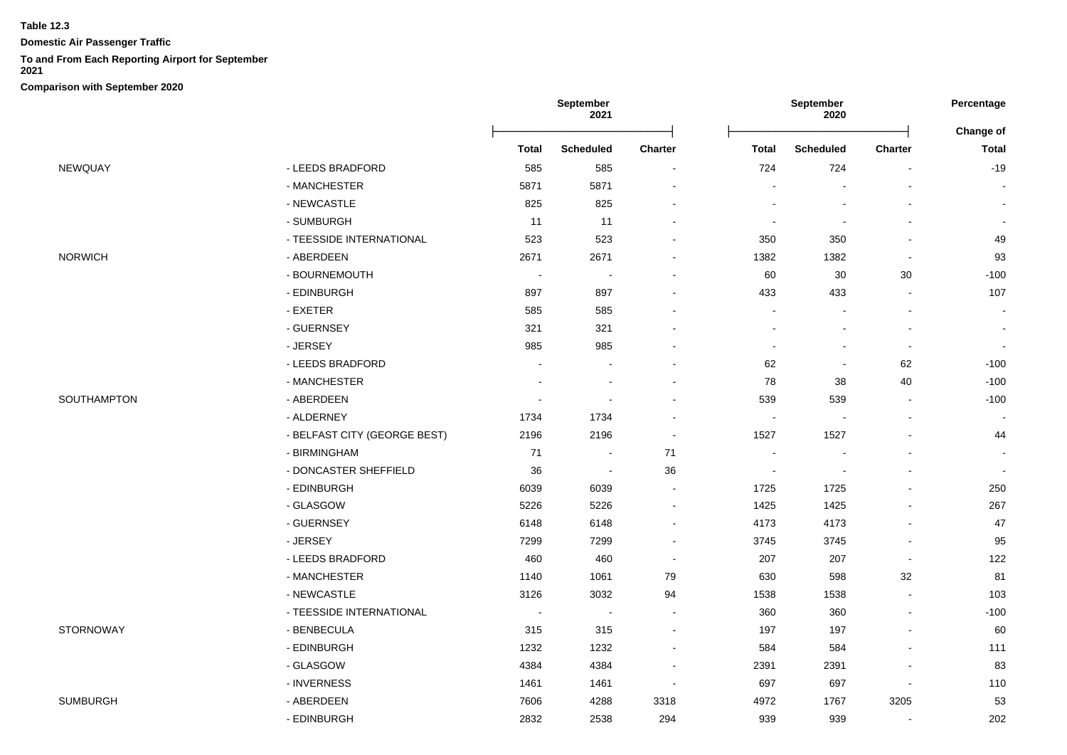**Table 12.3**

**Domestic Air Passenger Traffic**

**To and From Each Reporting Airport for September 2021**

**Comparison with September 2020**

| | | September 2021 | | | September 2020 | | | Percentage |
|---|---|---|---|---|---|---|---|---|
| | | | | | | | | Change of |
| | | Total | Scheduled | Charter | Total | Scheduled | Charter | Total |
| NEWQUAY | - LEEDS BRADFORD | 585 | 585 | - | 724 | 724 | - | -19 |
| | - MANCHESTER | 5871 | 5871 | - | - | - | - | - |
| | - NEWCASTLE | 825 | 825 | - | - | - | - | - |
| | - SUMBURGH | 11 | 11 | - | - | - | - | - |
| | - TEESSIDE INTERNATIONAL | 523 | 523 | - | 350 | 350 | - | 49 |
| NORWICH | - ABERDEEN | 2671 | 2671 | - | 1382 | 1382 | - | 93 |
| | - BOURNEMOUTH | - | - | - | 60 | 30 | 30 | -100 |
| | - EDINBURGH | 897 | 897 | - | 433 | 433 | - | 107 |
| | - EXETER | 585 | 585 | - | - | - | - | - |
| | - GUERNSEY | 321 | 321 | - | - | - | - | - |
| | - JERSEY | 985 | 985 | - | - | - | - | - |
| | - LEEDS BRADFORD | - | - | - | 62 | - | 62 | -100 |
| | - MANCHESTER | - | - | - | 78 | 38 | 40 | -100 |
| SOUTHAMPTON | - ABERDEEN | - | - | - | 539 | 539 | - | -100 |
| | - ALDERNEY | 1734 | 1734 | - | - | - | - | - |
| | - BELFAST CITY (GEORGE BEST) | 2196 | 2196 | - | 1527 | 1527 | - | 44 |
| | - BIRMINGHAM | 71 | - | 71 | - | - | - | - |
| | - DONCASTER SHEFFIELD | 36 | - | 36 | - | - | - | - |
| | - EDINBURGH | 6039 | 6039 | - | 1725 | 1725 | - | 250 |
| | - GLASGOW | 5226 | 5226 | - | 1425 | 1425 | - | 267 |
| | - GUERNSEY | 6148 | 6148 | - | 4173 | 4173 | - | 47 |
| | - JERSEY | 7299 | 7299 | - | 3745 | 3745 | - | 95 |
| | - LEEDS BRADFORD | 460 | 460 | - | 207 | 207 | - | 122 |
| | - MANCHESTER | 1140 | 1061 | 79 | 630 | 598 | 32 | 81 |
| | - NEWCASTLE | 3126 | 3032 | 94 | 1538 | 1538 | - | 103 |
| | - TEESSIDE INTERNATIONAL | - | - | - | 360 | 360 | - | -100 |
| STORNOWAY | - BENBECULA | 315 | 315 | - | 197 | 197 | - | 60 |
| | - EDINBURGH | 1232 | 1232 | - | 584 | 584 | - | 111 |
| | - GLASGOW | 4384 | 4384 | - | 2391 | 2391 | - | 83 |
| | - INVERNESS | 1461 | 1461 | - | 697 | 697 | - | 110 |
| SUMBURGH | - ABERDEEN | 7606 | 4288 | 3318 | 4972 | 1767 | 3205 | 53 |
| | - EDINBURGH | 2832 | 2538 | 294 | 939 | 939 | - | 202 |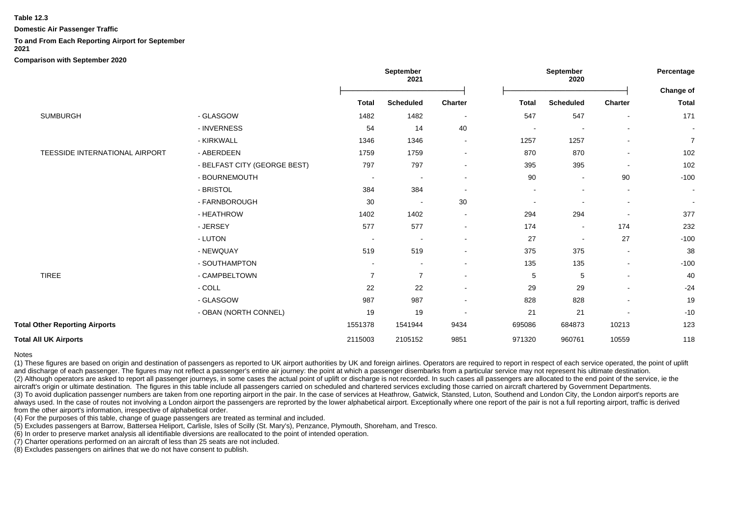**Table 12.3**

**Domestic Air Passenger Traffic**

**To and From Each Reporting Airport for September 2021**

**Comparison with September 2020**

| | | September 2021 | | | September 2020 | | | Percentage |
|---|---|---|---|---|---|---|---|---|
| | | **Total** | **Scheduled** | **Charter** | **Total** | **Scheduled** | **Charter** | **Change of Total** |
| SUMBURGH | - GLASGOW | 1482 | 1482 | - | 547 | 547 | - | 171 |
| | - INVERNESS | 54 | 14 | 40 | - | - | - | - |
| | - KIRKWALL | 1346 | 1346 | - | 1257 | 1257 | - | 7 |
| TEESSIDE INTERNATIONAL AIRPORT | - ABERDEEN | 1759 | 1759 | - | 870 | 870 | - | 102 |
| | - BELFAST CITY (GEORGE BEST) | 797 | 797 | - | 395 | 395 | - | 102 |
| | - BOURNEMOUTH | - | - | - | 90 | - | 90 | -100 |
| | - BRISTOL | 384 | 384 | - | - | - | - | - |
| | - FARNBOROUGH | 30 | - | 30 | - | - | - | - |
| | - HEATHROW | 1402 | 1402 | - | 294 | 294 | - | 377 |
| | - JERSEY | 577 | 577 | - | 174 | - | 174 | 232 |
| | - LUTON | - | - | - | 27 | - | 27 | -100 |
| | - NEWQUAY | 519 | 519 | - | 375 | 375 | - | 38 |
| | - SOUTHAMPTON | - | - | - | 135 | 135 | - | -100 |
| TIREE | - CAMPBELTOWN | 7 | 7 | - | 5 | 5 | - | 40 |
| | - COLL | 22 | 22 | - | 29 | 29 | - | -24 |
| | - GLASGOW | 987 | 987 | - | 828 | 828 | - | 19 |
| | - OBAN (NORTH CONNEL) | 19 | 19 | - | 21 | 21 | - | -10 |
| **Total Other Reporting Airports** | | 1551378 | 1541944 | 9434 | 695086 | 684873 | 10213 | 123 |
| **Total All UK Airports** | | 2115003 | 2105152 | 9851 | 971320 | 960761 | 10559 | 118 |

Notes

(1) These figures are based on origin and destination of passengers as reported to UK airport authorities by UK and foreign airlines. Operators are required to report in respect of each service operated, the point of uplift and discharge of each passenger. The figures may not reflect a passenger's entire air journey: the point at which a passenger disembarks from a particular service may not represent his ultimate destination.

(2) Although operators are asked to report all passenger journeys, in some cases the actual point of uplift or discharge is not recorded. In such cases all passengers are allocated to the end point of the service, ie the aircraft's origin or ultimate destination. The figures in this table include all passengers carried on scheduled and chartered services excluding those carried on aircraft chartered by Government Departments.

(3) To avoid duplication passenger numbers are taken from one reporting airport in the pair. In the case of services at Heathrow, Gatwick, Stansted, Luton, Southend and London City, the London airport's reports are always used. In the case of routes not involving a London airport the passengers are reprorted by the lower alphabetical airport. Exceptionally where one report of the pair is not a full reporting airport, traffic is derived from the other airport's information, irrespective of alphabetical order.

(4) For the purposes of this table, change of guage passengers are treated as terminal and included.

(5) Excludes passengers at Barrow, Battersea Heliport, Carlisle, Isles of Scilly (St. Mary's), Penzance, Plymouth, Shoreham, and Tresco.

(6) In order to preserve market analysis all identifiable diversions are reallocated to the point of intended operation.

(7) Charter operations performed on an aircraft of less than 25 seats are not included.

(8) Excludes passengers on airlines that we do not have consent to publish.